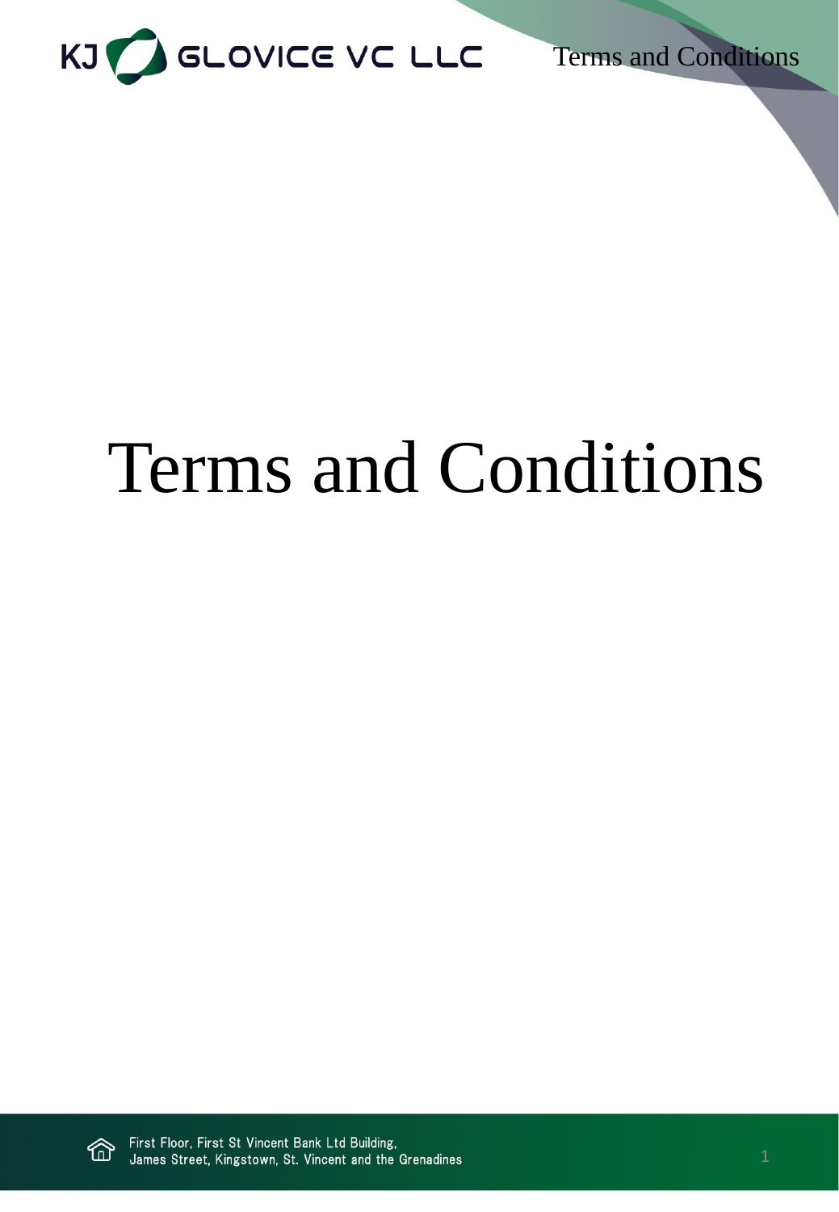# Terms and Conditions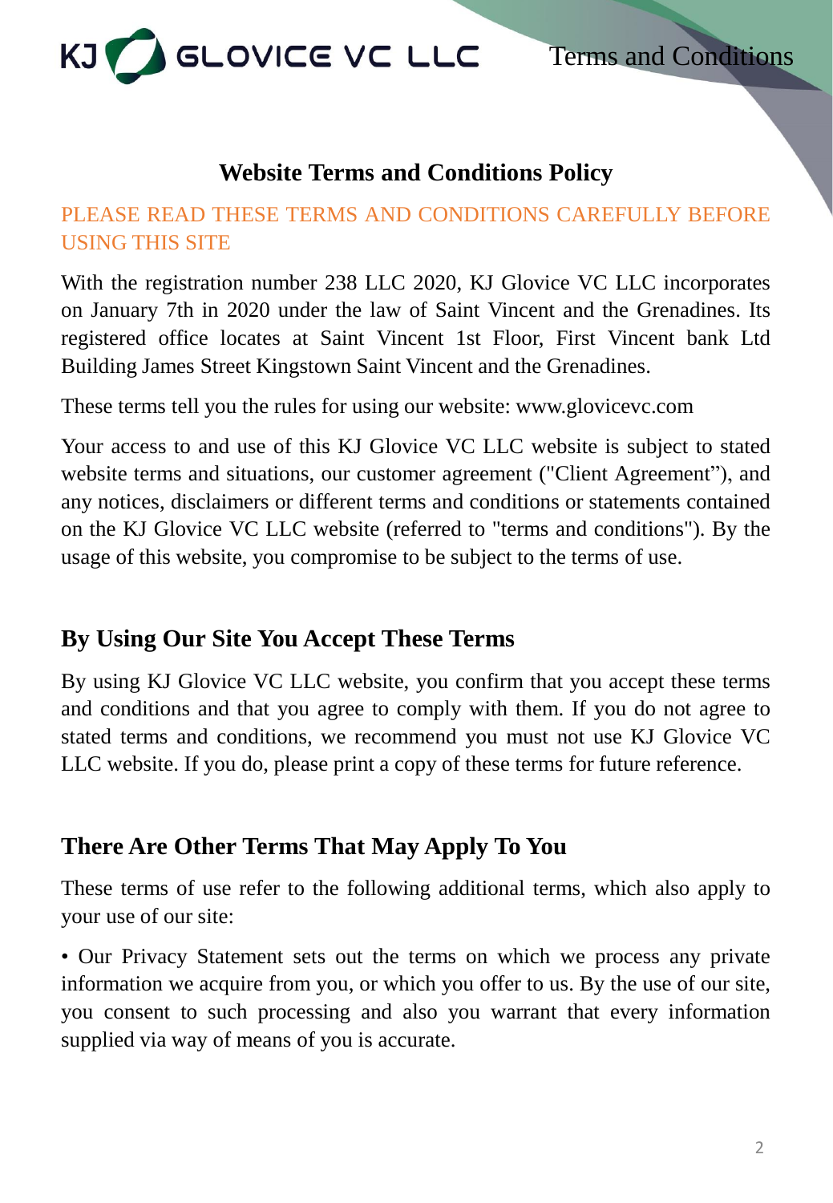# Website Terms and Conditions Policy

PLEASE READ THESE TERMS AND CONDITIONS CAREFULLY BEFORE USING THIS SITE

With the registration number 238 LLC 2020, KJ Glovice VC LLC incorporates on January 7th in 2020 under the law of Saint Vincent and the Grenadines. Its registered office locates at Saint Vincent 1st Floor, First Vincent bank Ltd Building James Street Kingstown Saint Vincent and the Grenadines.

These terms tell you the rules for using our website: www.glovicevc.com

Your access to and use of this KJ Glovice VC LLC website is subject to stated website terms and situations, our customer agreement ("Client Agreement"), and any notices, disclaimers or different terms and conditions or statements contained on the KJ Glovice VC LLC website (referred to "terms and conditions"). By the usage of this website, you compromise to be subject to the terms of use.

## By Using Our Site You Accept These Terms

By using KJ Glovice VC LLC website, you confirm that you accept these terms and conditions and that you agree to comply with them. If you do not agree to stated terms and conditions, we recommend you must not use KJ Glovice VC LLC website. If you do, please print a copy of these terms for future reference.

## There Are Other Terms That May Apply To You

These terms of use refer to the following additional terms, which also apply to your use of our site:

• Our Privacy Statement sets out the terms on which we process any private information we acquire from you, or which you offer to us. By the use of our site, you consent to such processing and also you warrant that every information supplied via way of means of you is accurate.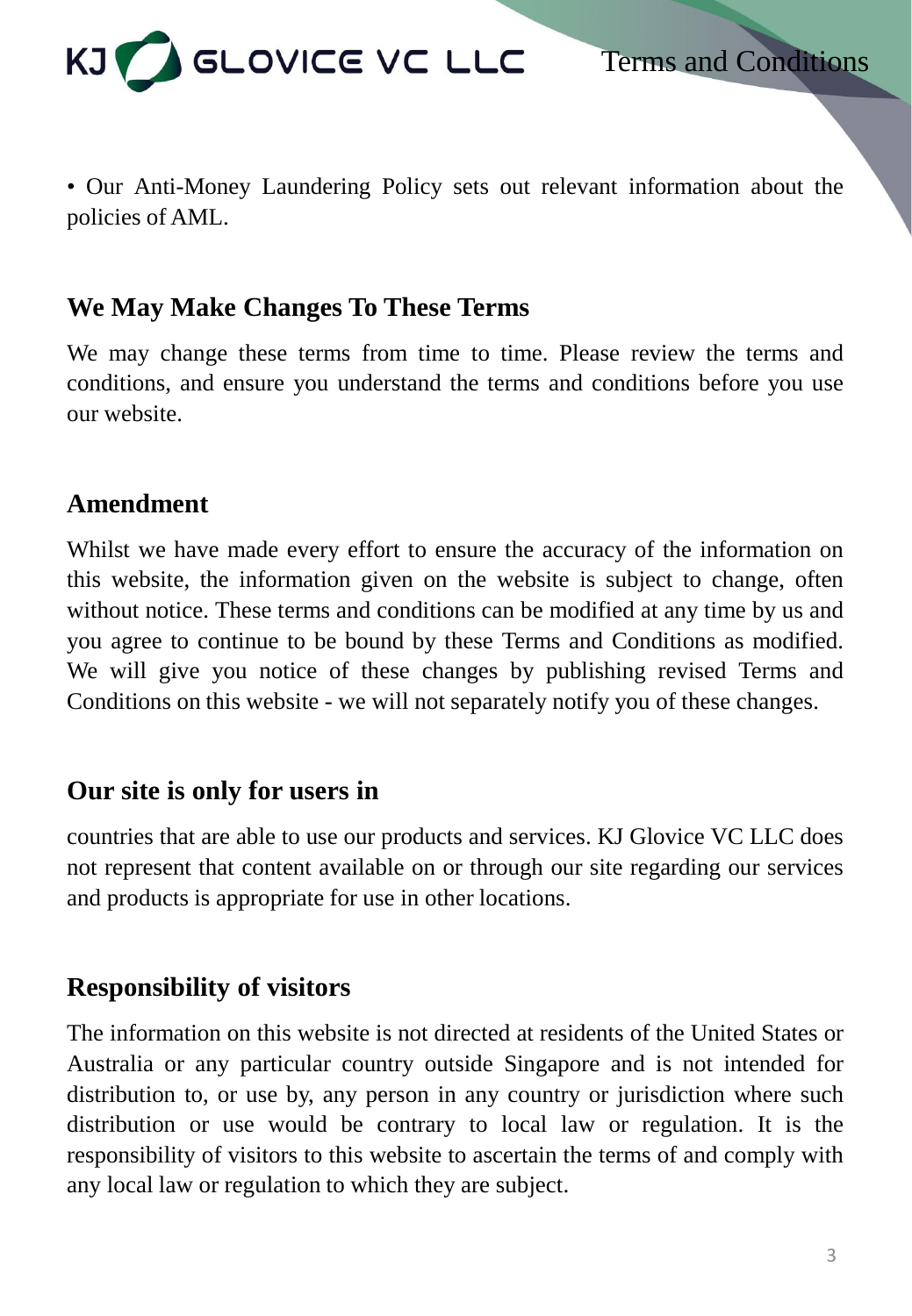• Our Anti-Money Laundering Policy sets out relevant information about the policies of AML.

## We May Make Changes To These Terms

We may change these terms from time to time. Please review the terms and conditions, and ensure you understand the terms and conditions before you use our website.

## Amendment

Whilst we have made every effort to ensure the accuracy of the information on this website, the information given on the website is subject to change, often without notice. These terms and conditions can be modified at any time by us and you agree to continue to be bound by these Terms and Conditions as modified. We will give you notice of these changes by publishing revised Terms and Conditions on this website - we will not separately notify you of these changes.

## Our site is only for users in

countries that are able to use our products and services. KJ Glovice VC LLC does not represent that content available on or through our site regarding our services and products is appropriate for use in other locations.

## Responsibility of visitors

The information on this website is not directed at residents of the United States or Australia or any particular country outside Singapore and is not intended for distribution to, or use by, any person in any country or jurisdiction where such distribution or use would be contrary to local law or regulation. It is the responsibility of visitors to this website to ascertain the terms of and comply with any local law or regulation to which they are subject.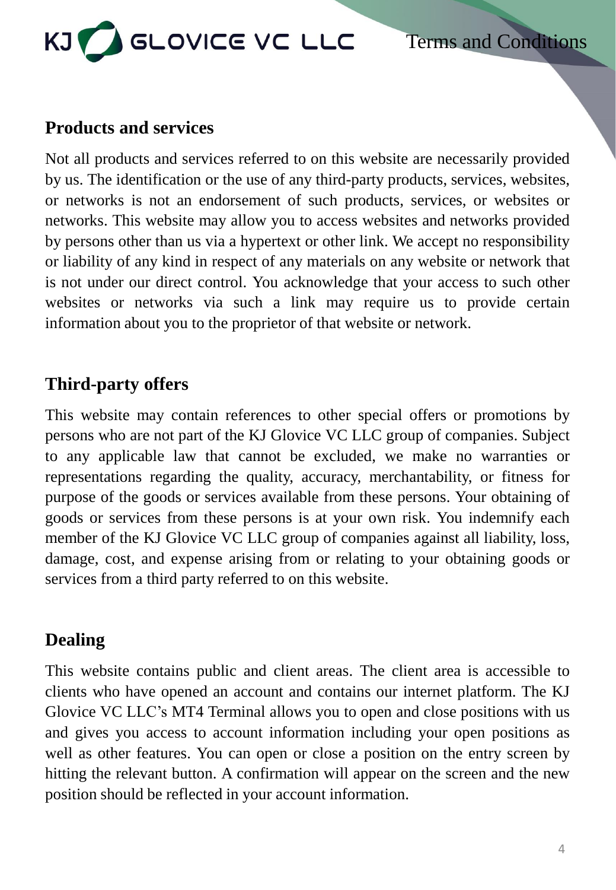## Products and services

Not all products and services referred to on this website are necessarily provided by us. The identification or the use of any third-party products, services, websites, or networks is not an endorsement of such products, services, or websites or networks. This website may allow you to access websites and networks provided by persons other than us via a hypertext or other link. We accept no responsibility or liability of any kind in respect of any materials on any website or network that is not under our direct control. You acknowledge that your access to such other websites or networks via such a link may require us to provide certain information about you to the proprietor of that website or network.

## Third-party offers

This website may contain references to other special offers or promotions by persons who are not part of the KJ Glovice VC LLC group of companies. Subject to any applicable law that cannot be excluded, we make no warranties or representations regarding the quality, accuracy, merchantability, or fitness for purpose of the goods or services available from these persons. Your obtaining of goods or services from these persons is at your own risk. You indemnify each member of the KJ Glovice VC LLC group of companies against all liability, loss, damage, cost, and expense arising from or relating to your obtaining goods or services from a third party referred to on this website.

## Dealing

This website contains public and client areas. The client area is accessible to clients who have opened an account and contains our internet platform. The KJ Glovice VC LLC's MT4 Terminal allows you to open and close positions with us and gives you access to account information including your open positions as well as other features. You can open or close a position on the entry screen by hitting the relevant button. A confirmation will appear on the screen and the new position should be reflected in your account information.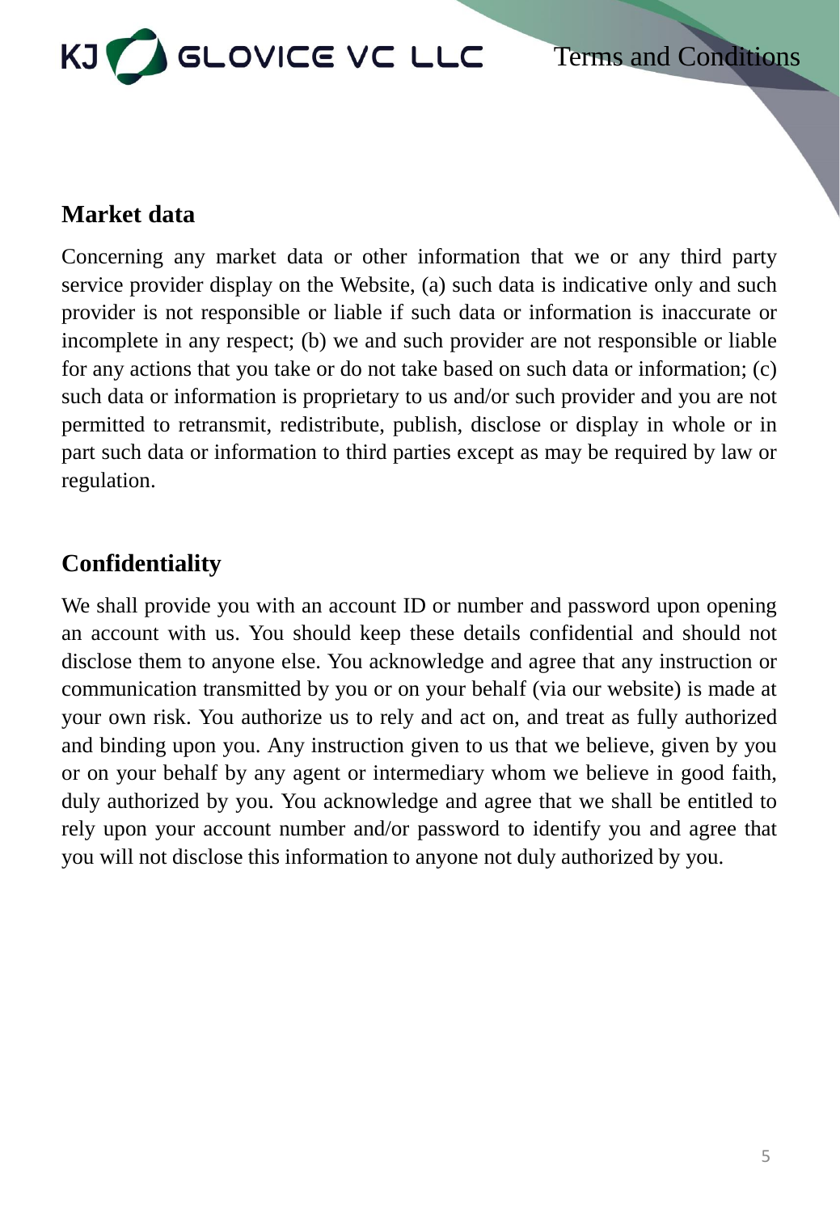## Market data

Concerning any market data or other information that we or any third party service provider display on the Website, (a) such data is indicative only and such provider is not responsible or liable if such data or information is inaccurate or incomplete in any respect; (b) we and such provider are not responsible or liable for any actions that you take or do not take based on such data or information; (c) such data or information is proprietary to us and/or such provider and you are not permitted to retransmit, redistribute, publish, disclose or display in whole or in part such data or information to third parties except as may be required by law or regulation.

## Confidentiality

We shall provide you with an account ID or number and password upon opening an account with us. You should keep these details confidential and should not disclose them to anyone else. You acknowledge and agree that any instruction or communication transmitted by you or on your behalf (via our website) is made at your own risk. You authorize us to rely and act on, and treat as fully authorized and binding upon you. Any instruction given to us that we believe, given by you or on your behalf by any agent or intermediary whom we believe in good faith, duly authorized by you. You acknowledge and agree that we shall be entitled to rely upon your account number and/or password to identify you and agree that you will not disclose this information to anyone not duly authorized by you.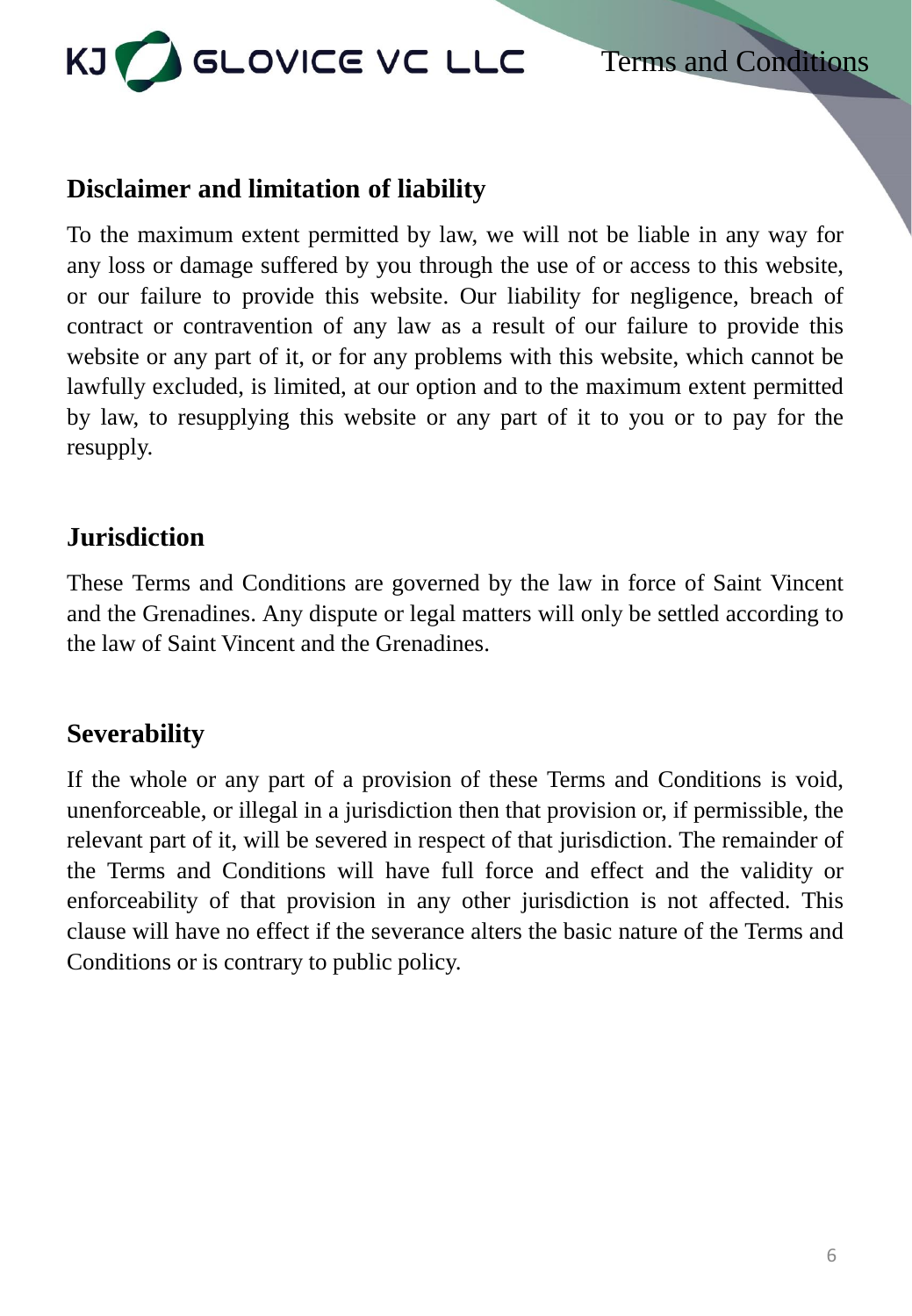## Disclaimer and limitation of liability

To the maximum extent permitted by law, we will not be liable in any way for any loss or damage suffered by you through the use of or access to this website, or our failure to provide this website. Our liability for negligence, breach of contract or contravention of any law as a result of our failure to provide this website or any part of it, or for any problems with this website, which cannot be lawfully excluded, is limited, at our option and to the maximum extent permitted by law, to resupplying this website or any part of it to you or to pay for the resupply.

## Jurisdiction

These Terms and Conditions are governed by the law in force of Saint Vincent and the Grenadines. Any dispute or legal matters will only be settled according to the law of Saint Vincent and the Grenadines.

## Severability

If the whole or any part of a provision of these Terms and Conditions is void, unenforceable, or illegal in a jurisdiction then that provision or, if permissible, the relevant part of it, will be severed in respect of that jurisdiction. The remainder of the Terms and Conditions will have full force and effect and the validity or enforceability of that provision in any other jurisdiction is not affected. This clause will have no effect if the severance alters the basic nature of the Terms and Conditions or is contrary to public policy.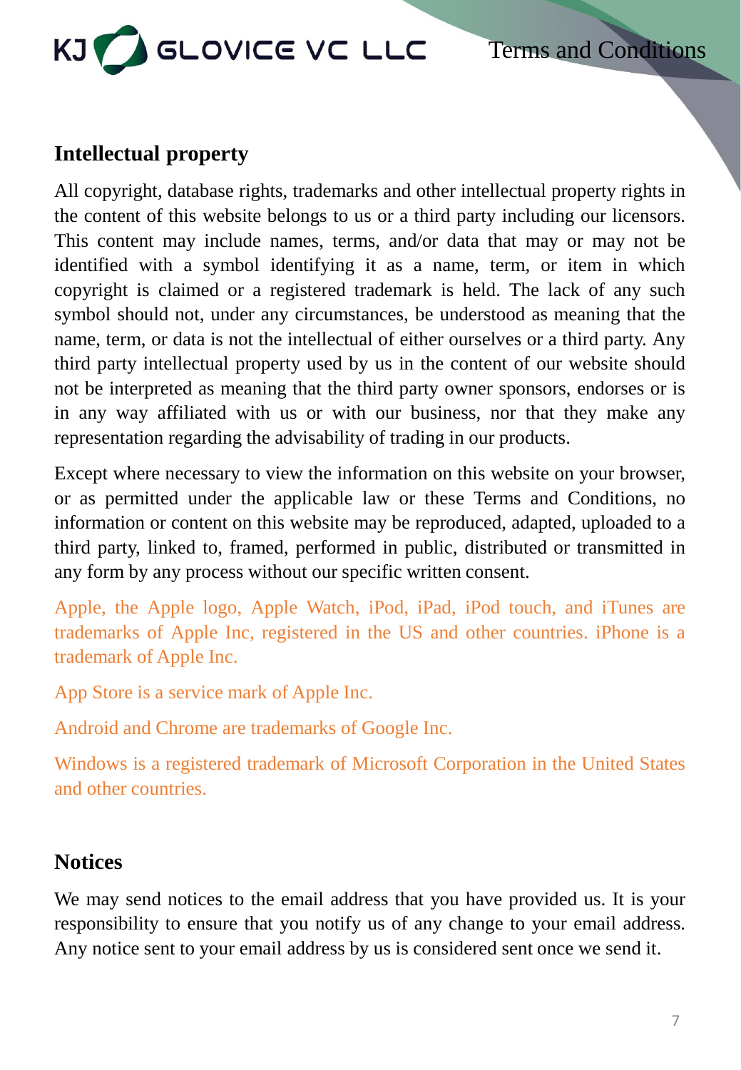## Intellectual property

All copyright, database rights, trademarks and other intellectual property rights in the content of this website belongs to us or a third party including our licensors. This content may include names, terms, and/or data that may or may not be identified with a symbol identifying it as a name, term, or item in which copyright is claimed or a registered trademark is held. The lack of any such symbol should not, under any circumstances, be understood as meaning that the name, term, or data is not the intellectual of either ourselves or a third party. Any third party intellectual property used by us in the content of our website should not be interpreted as meaning that the third party owner sponsors, endorses or is in any way affiliated with us or with our business, nor that they make any representation regarding the advisability of trading in our products.

Except where necessary to view the information on this website on your browser, or as permitted under the applicable law or these Terms and Conditions, no information or content on this website may be reproduced, adapted, uploaded to a third party, linked to, framed, performed in public, distributed or transmitted in any form by any process without our specific written consent.

Apple, the Apple logo, Apple Watch, iPod, iPad, iPod touch, and iTunes are trademarks of Apple Inc, registered in the US and other countries. iPhone is a trademark of Apple Inc.

App Store is a service mark of Apple Inc.

Android and Chrome are trademarks of Google Inc.

Windows is a registered trademark of Microsoft Corporation in the United States and other countries.

## Notices

We may send notices to the email address that you have provided us. It is your responsibility to ensure that you notify us of any change to your email address. Any notice sent to your email address by us is considered sent once we send it.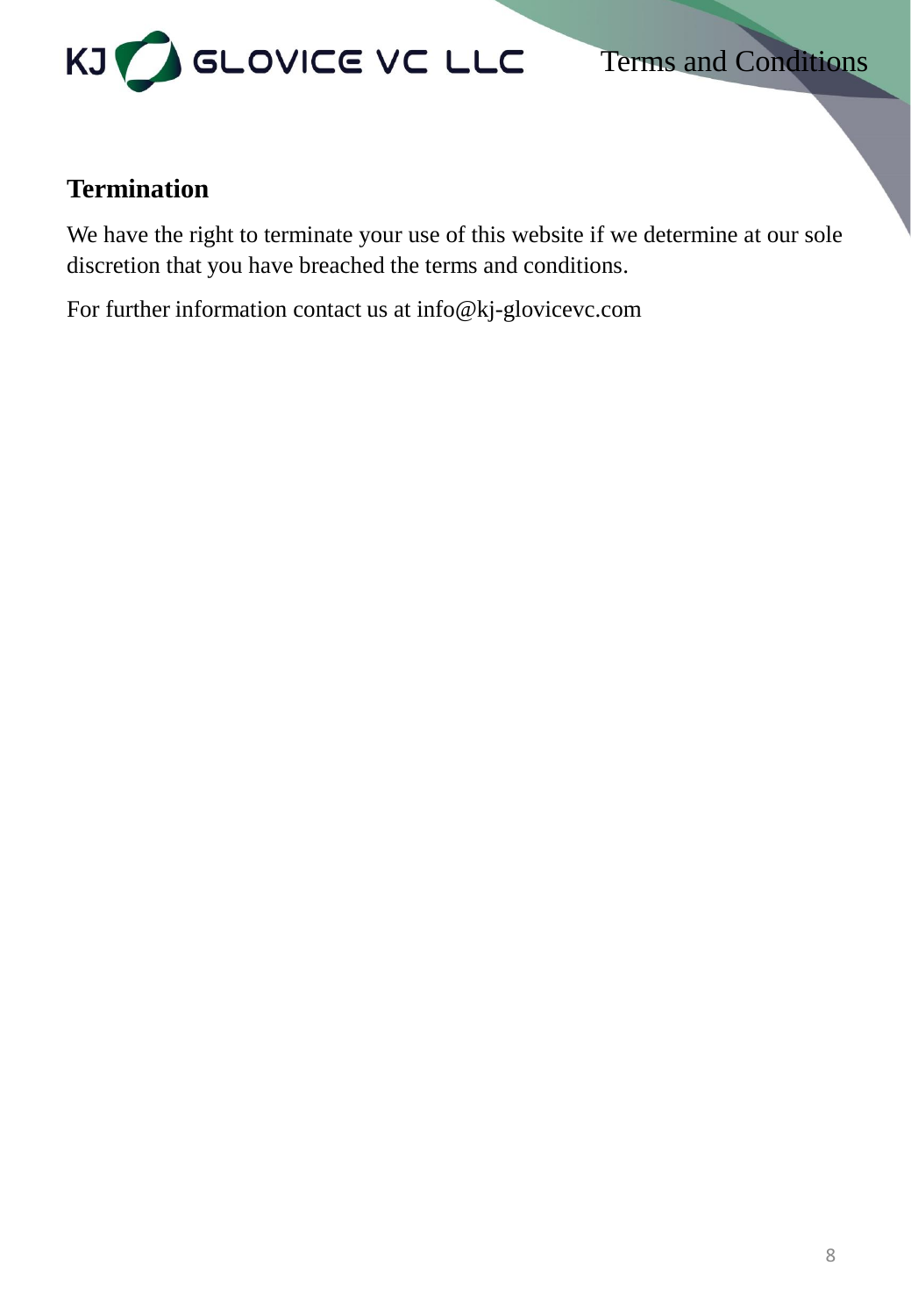## Termination

We have the right to terminate your use of this website if we determine at our sole discretion that you have breached the terms and conditions.

For further information contact us at info@kj-glovicevc.com